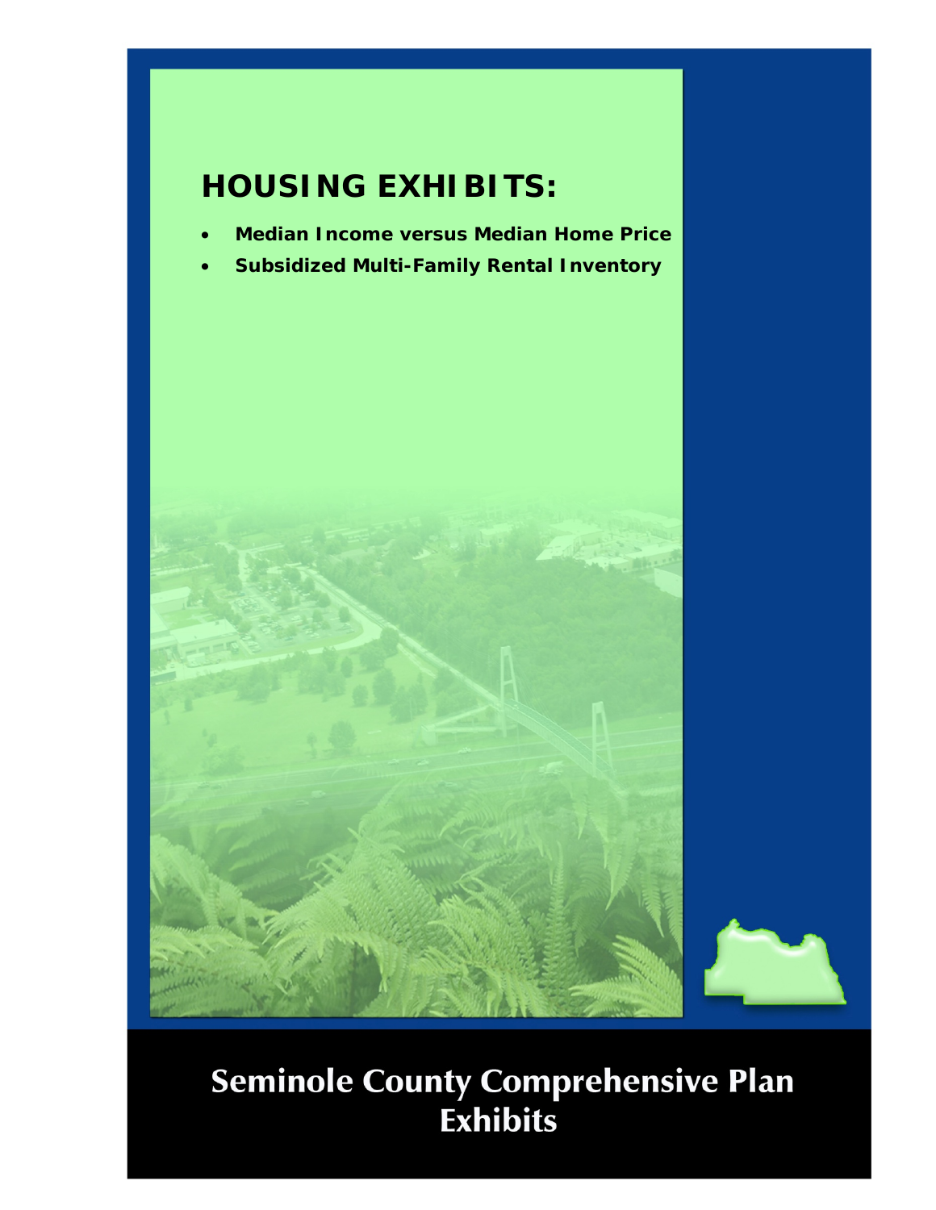# HOUSING EXHIBITS:

- **Median Income versus Median Home Price**
- **Subsidized Multi-Family Rental Inventory**

# Seminole County Comprehensive Plan Exhibits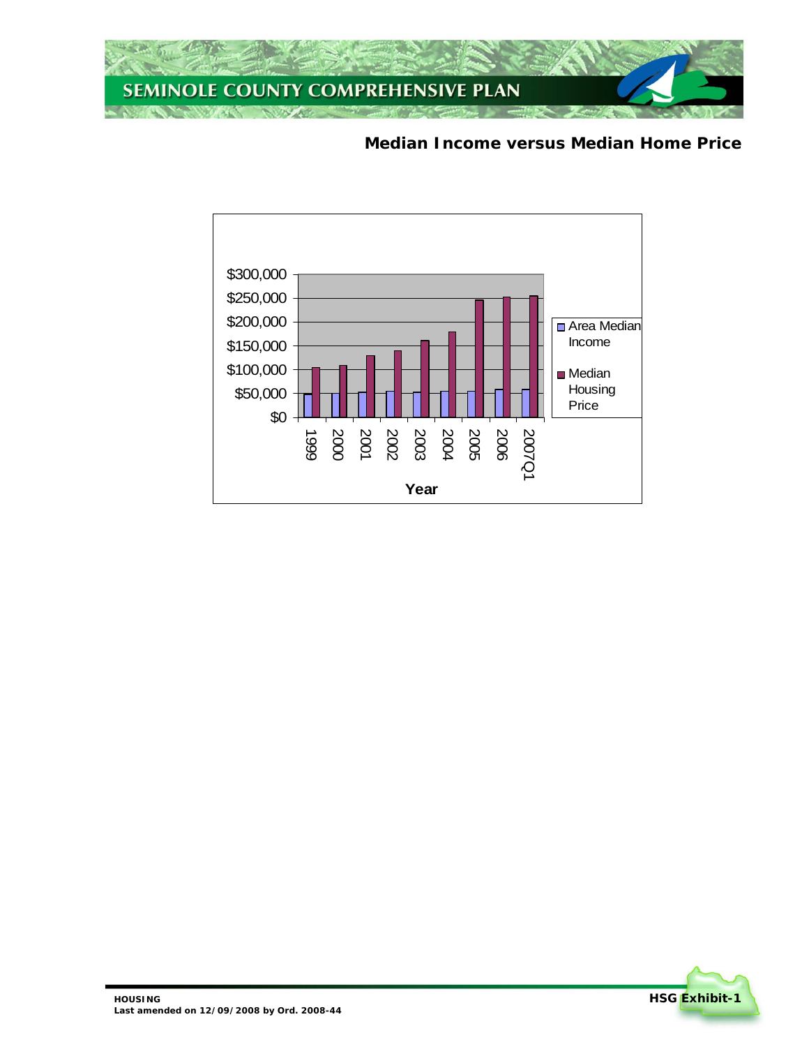## Median Income versus Median Home Price

$300,000
$250,000
$200,000
$150,000
$100,000
$50,000
$0

1999 2000 2001 2002 2003 2004 2005 2006 2007Q1

Year

Area Median Income

Median Housing Price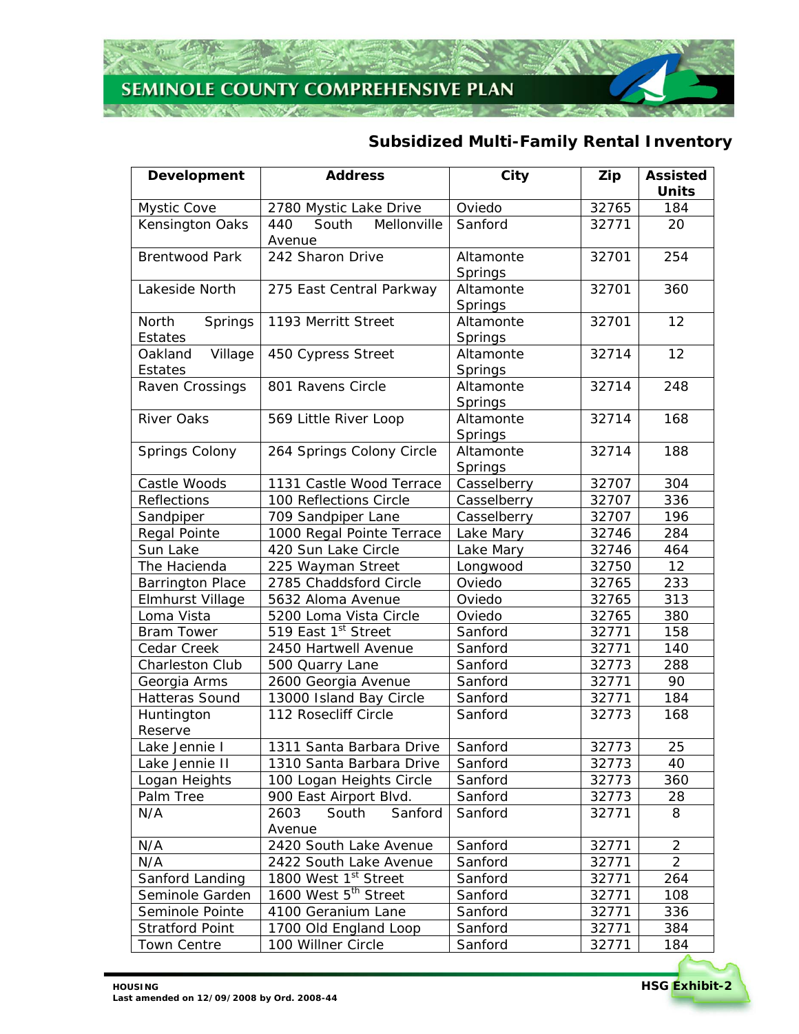## Subsidized Multi-Family Rental Inventory

| Development | Address | City | Zip | Assisted Units |
|---|---|---|---|---|
| Mystic Cove | 2780 Mystic Lake Drive | Oviedo | 32765 | 184 |
| Kensington Oaks | 440 South Mellonville Avenue | Sanford | 32771 | 20 |
| Brentwood Park | 242 Sharon Drive | Altamonte Springs | 32701 | 254 |
| Lakeside North | 275 East Central Parkway | Altamonte Springs | 32701 | 360 |
| North Springs Estates | 1193 Merritt Street | Altamonte Springs | 32701 | 12 |
| Oakland Village Estates | 450 Cypress Street | Altamonte Springs | 32714 | 12 |
| Raven Crossings | 801 Ravens Circle | Altamonte Springs | 32714 | 248 |
| River Oaks | 569 Little River Loop | Altamonte Springs | 32714 | 168 |
| Springs Colony | 264 Springs Colony Circle | Altamonte Springs | 32714 | 188 |
| Castle Woods | 1131 Castle Wood Terrace | Casselberry | 32707 | 304 |
| Reflections | 100 Reflections Circle | Casselberry | 32707 | 336 |
| Sandpiper | 709 Sandpiper Lane | Casselberry | 32707 | 196 |
| Regal Pointe | 1000 Regal Pointe Terrace | Lake Mary | 32746 | 284 |
| Sun Lake | 420 Sun Lake Circle | Lake Mary | 32746 | 464 |
| The Hacienda | 225 Wayman Street | Longwood | 32750 | 12 |
| Barrington Place | 2785 Chaddsford Circle | Oviedo | 32765 | 233 |
| Elmhurst Village | 5632 Aloma Avenue | Oviedo | 32765 | 313 |
| Loma Vista | 5200 Loma Vista Circle | Oviedo | 32765 | 380 |
| Bram Tower | 519 East 1st Street | Sanford | 32771 | 158 |
| Cedar Creek | 2450 Hartwell Avenue | Sanford | 32771 | 140 |
| Charleston Club | 500 Quarry Lane | Sanford | 32773 | 288 |
| Georgia Arms | 2600 Georgia Avenue | Sanford | 32771 | 90 |
| Hatteras Sound | 13000 Island Bay Circle | Sanford | 32771 | 184 |
| Huntington Reserve | 112 Rosecliff Circle | Sanford | 32773 | 168 |
| Lake Jennie I | 1311 Santa Barbara Drive | Sanford | 32773 | 25 |
| Lake Jennie II | 1310 Santa Barbara Drive | Sanford | 32773 | 40 |
| Logan Heights | 100 Logan Heights Circle | Sanford | 32773 | 360 |
| Palm Tree | 900 East Airport Blvd. | Sanford | 32773 | 28 |
| N/A | 2603 South Sanford Avenue | Sanford | 32771 | 8 |
| N/A | 2420 South Lake Avenue | Sanford | 32771 | 2 |
| N/A | 2422 South Lake Avenue | Sanford | 32771 | 2 |
| Sanford Landing | 1800 West 1st Street | Sanford | 32771 | 264 |
| Seminole Garden | 1600 West 5th Street | Sanford | 32771 | 108 |
| Seminole Pointe | 4100 Geranium Lane | Sanford | 32771 | 336 |
| Stratford Point | 1700 Old England Loop | Sanford | 32771 | 384 |
| Town Centre | 100 Willner Circle | Sanford | 32771 | 184 |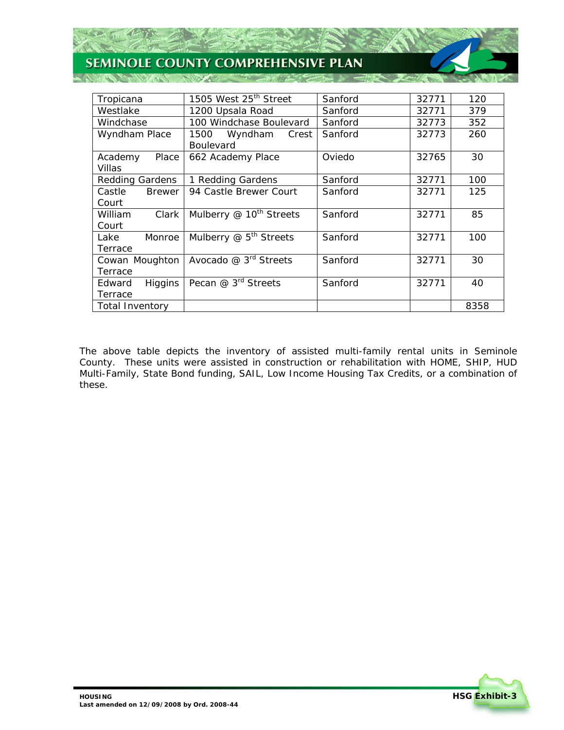| | | | | |
|---|---|---|---|---|
| Tropicana | 1505 West 25th Street | Sanford | 32771 | 120 |
| Westlake | 1200 Upsala Road | Sanford | 32771 | 379 |
| Windchase | 100 Windchase Boulevard | Sanford | 32773 | 352 |
| Wyndham Place | 1500 Wyndham Crest Boulevard | Sanford | 32773 | 260 |
| Academy Place Villas | 662 Academy Place | Oviedo | 32765 | 30 |
| Redding Gardens | 1 Redding Gardens | Sanford | 32771 | 100 |
| Castle Brewer Court | 94 Castle Brewer Court | Sanford | 32771 | 125 |
| William Clark Court | Mulberry @ 10th Streets | Sanford | 32771 | 85 |
| Lake Monroe Terrace | Mulberry @ 5th Streets | Sanford | 32771 | 100 |
| Cowan Moughton Terrace | Avocado @ 3rd Streets | Sanford | 32771 | 30 |
| Edward Higgins Terrace | Pecan @ 3rd Streets | Sanford | 32771 | 40 |
| Total Inventory | | | | 8358 |

The above table depicts the inventory of assisted multi-family rental units in Seminole County. These units were assisted in construction or rehabilitation with HOME, SHIP, HUD Multi-Family, State Bond funding, SAIL, Low Income Housing Tax Credits, or a combination of these.